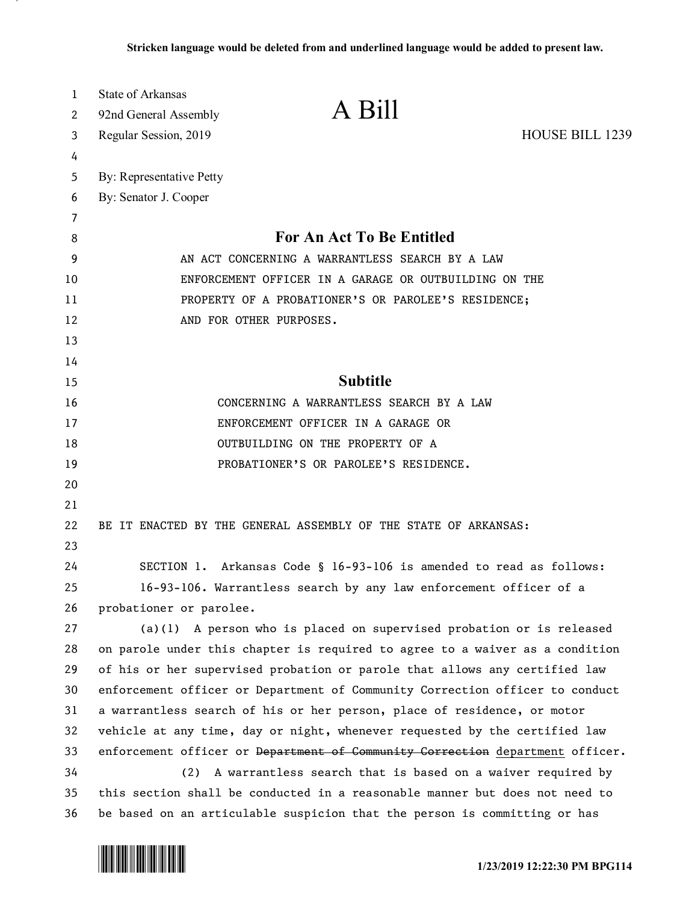Stricken language would be deleted from and underlined language would be added to present law.

State of Arkansas
92nd General Assembly
Regular Session, 2019

# A Bill

HOUSE BILL 1239

By: Representative Petty
By: Senator J. Cooper

## For An Act To Be Entitled

AN ACT CONCERNING A WARRANTLESS SEARCH BY A LAW ENFORCEMENT OFFICER IN A GARAGE OR OUTBUILDING ON THE PROPERTY OF A PROBATIONER'S OR PAROLEE'S RESIDENCE; AND FOR OTHER PURPOSES.

## Subtitle

CONCERNING A WARRANTLESS SEARCH BY A LAW ENFORCEMENT OFFICER IN A GARAGE OR OUTBUILDING ON THE PROPERTY OF A PROBATIONER'S OR PAROLEE'S RESIDENCE.

BE IT ENACTED BY THE GENERAL ASSEMBLY OF THE STATE OF ARKANSAS:

SECTION 1. Arkansas Code § 16-93-106 is amended to read as follows:

16-93-106. Warrantless search by any law enforcement officer of a probationer or parolee.

(a)(1) A person who is placed on supervised probation or is released on parole under this chapter is required to agree to a waiver as a condition of his or her supervised probation or parole that allows any certified law enforcement officer or Department of Community Correction officer to conduct a warrantless search of his or her person, place of residence, or motor vehicle at any time, day or night, whenever requested by the certified law enforcement officer or ~~Department of Community Correction~~ <u>department</u> officer.

(2) A warrantless search that is based on a waiver required by this section shall be conducted in a reasonable manner but does not need to be based on an articulable suspicion that the person is committing or has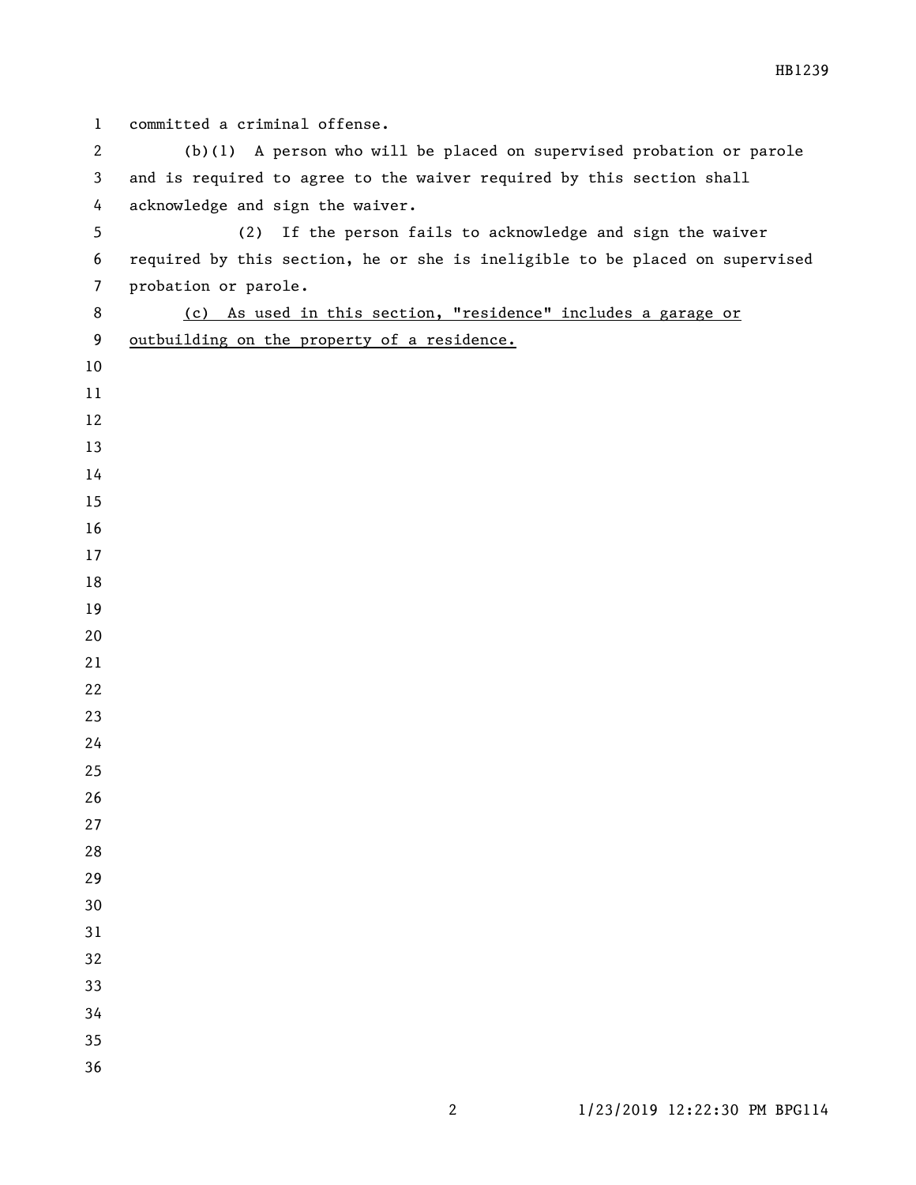committed a criminal offense.

(b)(1) A person who will be placed on supervised probation or parole and is required to agree to the waiver required by this section shall acknowledge and sign the waiver.

(2) If the person fails to acknowledge and sign the waiver required by this section, he or she is ineligible to be placed on supervised probation or parole.

<u>(c) As used in this section, "residence" includes a garage or outbuilding on the property of a residence.</u>